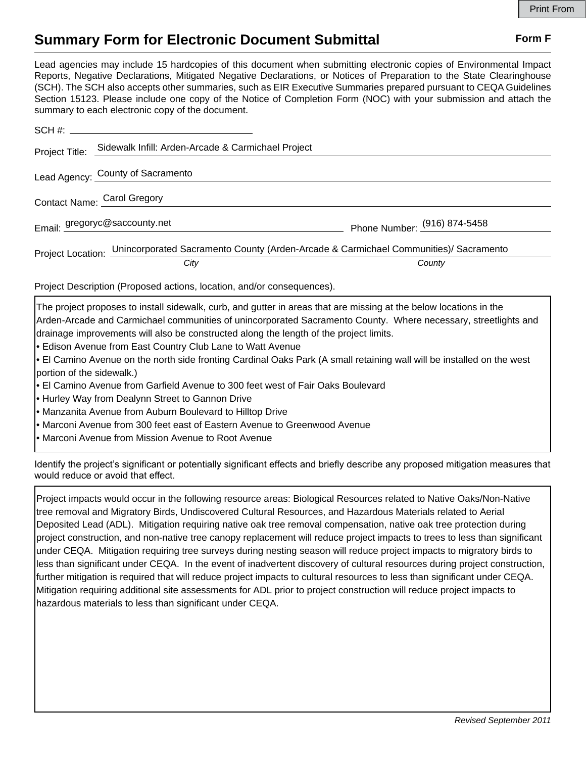Print From

# Summary Form for Electronic Document Submittal

**Form F**

Lead agencies may include 15 hardcopies of this document when submitting electronic copies of Environmental Impact Reports, Negative Declarations, Mitigated Negative Declarations, or Notices of Preparation to the State Clearinghouse (SCH). The SCH also accepts other summaries, such as EIR Executive Summaries prepared pursuant to CEQA Guidelines Section 15123. Please include one copy of the Notice of Completion Form (NOC) with your submission and attach the summary to each electronic copy of the document.

SCH #: 

Project Title: Sidewalk Infill: Arden-Arcade & Carmichael Project

Lead Agency: County of Sacramento

Contact Name: Carol Gregory

Email: gregoryc@saccounty.net     Phone Number: (916) 874-5458

Project Location: Unincorporated Sacramento County (Arden-Arcade & Carmichael Communities)/ Sacramento
*City* *County*

Project Description (Proposed actions, location, and/or consequences).

The project proposes to install sidewalk, curb, and gutter in areas that are missing at the below locations in the Arden-Arcade and Carmichael communities of unincorporated Sacramento County. Where necessary, streetlights and drainage improvements will also be constructed along the length of the project limits.

- Edison Avenue from East Country Club Lane to Watt Avenue
- El Camino Avenue on the north side fronting Cardinal Oaks Park (A small retaining wall will be installed on the west portion of the sidewalk.)
- El Camino Avenue from Garfield Avenue to 300 feet west of Fair Oaks Boulevard
- Hurley Way from Dealynn Street to Gannon Drive
- Manzanita Avenue from Auburn Boulevard to Hilltop Drive
- Marconi Avenue from 300 feet east of Eastern Avenue to Greenwood Avenue
- Marconi Avenue from Mission Avenue to Root Avenue

Identify the project's significant or potentially significant effects and briefly describe any proposed mitigation measures that would reduce or avoid that effect.

Project impacts would occur in the following resource areas: Biological Resources related to Native Oaks/Non-Native tree removal and Migratory Birds, Undiscovered Cultural Resources, and Hazardous Materials related to Aerial Deposited Lead (ADL). Mitigation requiring native oak tree removal compensation, native oak tree protection during project construction, and non-native tree canopy replacement will reduce project impacts to trees to less than significant under CEQA. Mitigation requiring tree surveys during nesting season will reduce project impacts to migratory birds to less than significant under CEQA. In the event of inadvertent discovery of cultural resources during project construction, further mitigation is required that will reduce project impacts to cultural resources to less than significant under CEQA. Mitigation requiring additional site assessments for ADL prior to project construction will reduce project impacts to hazardous materials to less than significant under CEQA.

*Revised September 2011*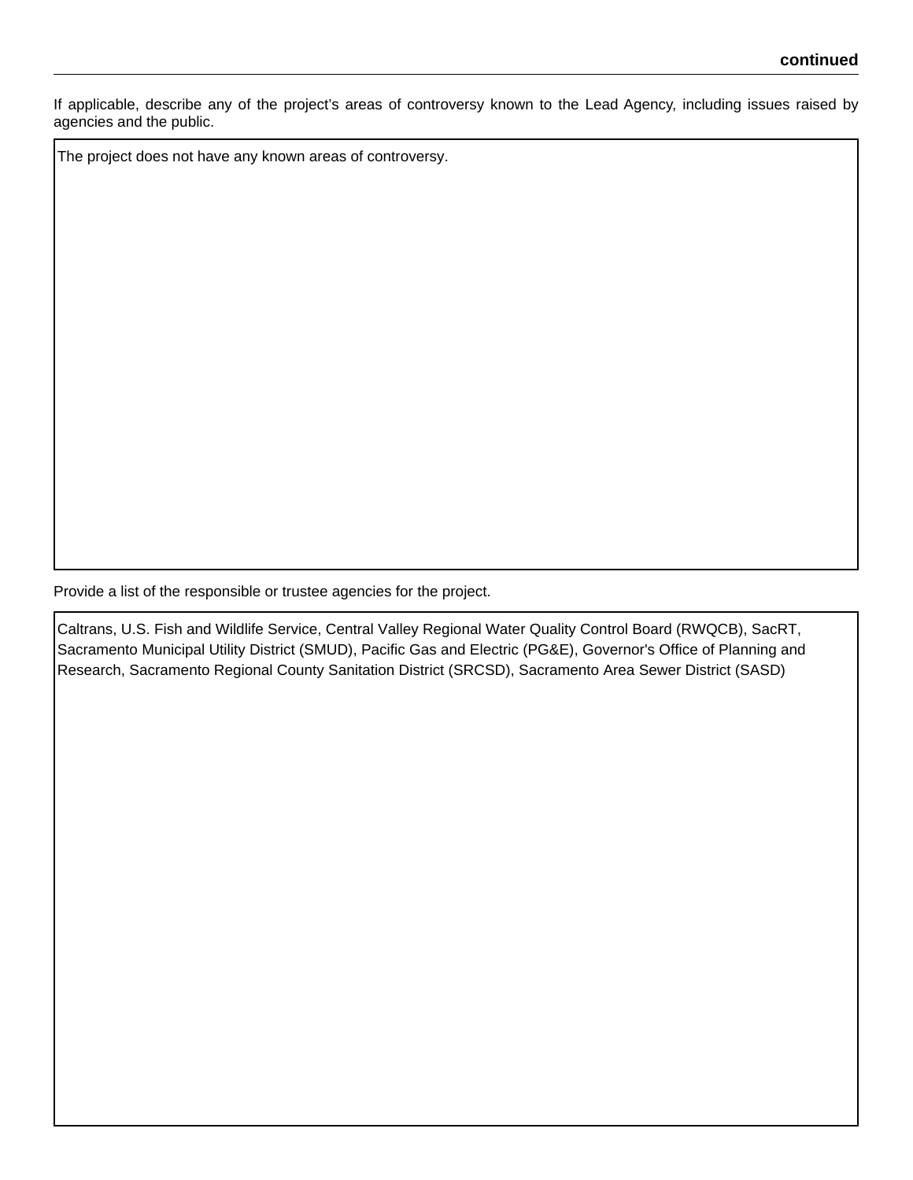**continued**

If applicable, describe any of the project's areas of controversy known to the Lead Agency, including issues raised by agencies and the public.

The project does not have any known areas of controversy.

Provide a list of the responsible or trustee agencies for the project.

Caltrans, U.S. Fish and Wildlife Service, Central Valley Regional Water Quality Control Board (RWQCB), SacRT, Sacramento Municipal Utility District (SMUD), Pacific Gas and Electric (PG&E), Governor's Office of Planning and Research, Sacramento Regional County Sanitation District (SRCSD), Sacramento Area Sewer District (SASD)